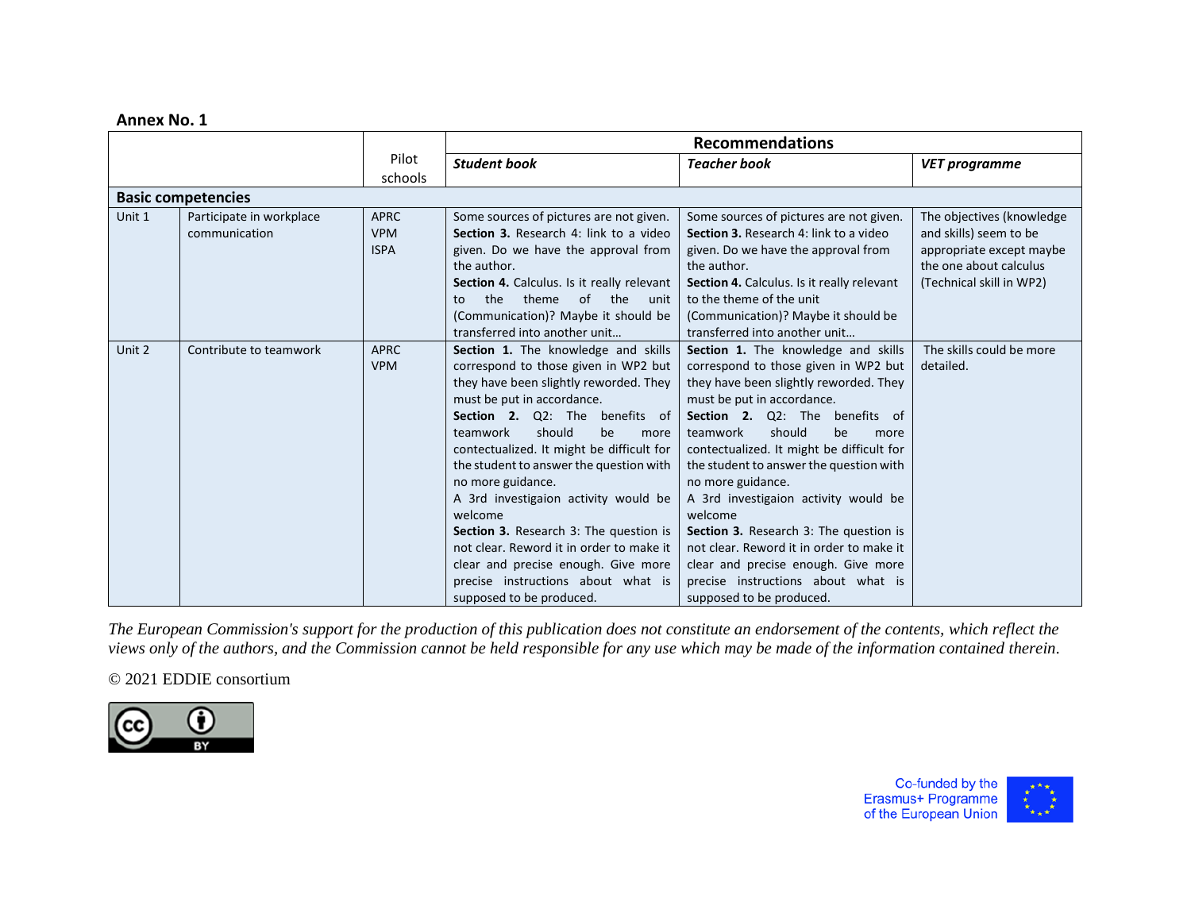**Annex No. 1**

| | | Pilot schools | Recommendations | | |
|---|---|---|---|---|---|
| | | | ***Student book*** | ***Teacher book*** | ***VET programme*** |
| **Basic competencies** | | | | | |
| Unit 1 | Participate in workplace communication | APRC<br>VPM<br>ISPA | Some sources of pictures are not given.<br>**Section 3.** Research 4: link to a video given. Do we have the approval from the author.<br>**Section 4.** Calculus. Is it really relevant to the theme of the unit (Communication)? Maybe it should be transferred into another unit… | Some sources of pictures are not given.<br>**Section 3.** Research 4: link to a video given. Do we have the approval from the author.<br>**Section 4.** Calculus. Is it really relevant to the theme of the unit (Communication)? Maybe it should be transferred into another unit… | The objectives (knowledge and skills) seem to be appropriate except maybe the one about calculus (Technical skill in WP2) |
| Unit 2 | Contribute to teamwork | APRC<br>VPM | **Section 1.** The knowledge and skills correspond to those given in WP2 but they have been slightly reworded. They must be put in accordance.<br>**Section 2.** Q2: The benefits of teamwork should be more contectualized. It might be difficult for the student to answer the question with no more guidance.<br>A 3rd investigaion activity would be welcome<br>**Section 3.** Research 3: The question is not clear. Reword it in order to make it clear and precise enough. Give more precise instructions about what is supposed to be produced. | **Section 1.** The knowledge and skills correspond to those given in WP2 but they have been slightly reworded. They must be put in accordance.<br>**Section 2.** Q2: The benefits of teamwork should be more contectualized. It might be difficult for the student to answer the question with no more guidance.<br>A 3rd investigaion activity would be welcome<br>**Section 3.** Research 3: The question is not clear. Reword it in order to make it clear and precise enough. Give more precise instructions about what is supposed to be produced. | The skills could be more detailed. |

*The European Commission's support for the production of this publication does not constitute an endorsement of the contents, which reflect the views only of the authors, and the Commission cannot be held responsible for any use which may be made of the information contained therein.*

© 2021 EDDIE consortium

Co-funded by the Erasmus+ Programme of the European Union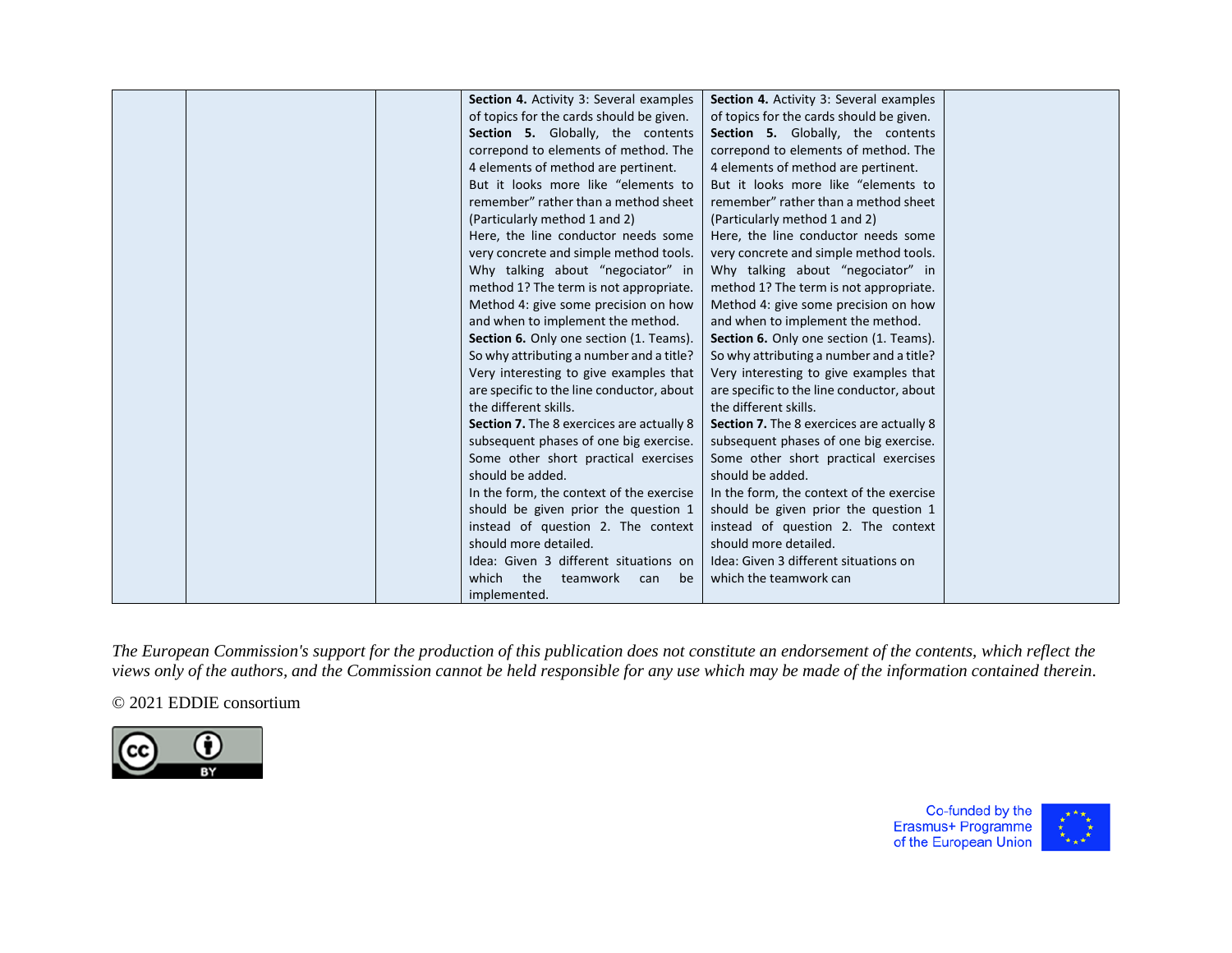| | | | | | |
|---|---|---|---|---|---|
| | | | **Section 4.** Activity 3: Several examples of topics for the cards should be given.<br>**Section 5.** Globally, the contents correpond to elements of method. The 4 elements of method are pertinent.<br>But it looks more like "elements to remember" rather than a method sheet (Particularly method 1 and 2)<br>Here, the line conductor needs some very concrete and simple method tools.<br>Why talking about "negociator" in method 1? The term is not appropriate.<br>Method 4: give some precision on how and when to implement the method.<br>**Section 6.** Only one section (1. Teams). So why attributing a number and a title?<br>Very interesting to give examples that are specific to the line conductor, about the different skills.<br>**Section 7.** The 8 exercices are actually 8 subsequent phases of one big exercise.<br>Some other short practical exercises should be added.<br>In the form, the context of the exercise should be given prior the question 1 instead of question 2. The context should more detailed.<br>Idea: Given 3 different situations on which the teamwork can be implemented. | **Section 4.** Activity 3: Several examples of topics for the cards should be given.<br>**Section 5.** Globally, the contents correpond to elements of method. The 4 elements of method are pertinent.<br>But it looks more like "elements to remember" rather than a method sheet (Particularly method 1 and 2)<br>Here, the line conductor needs some very concrete and simple method tools.<br>Why talking about "negociator" in method 1? The term is not appropriate.<br>Method 4: give some precision on how and when to implement the method.<br>**Section 6.** Only one section (1. Teams). So why attributing a number and a title?<br>Very interesting to give examples that are specific to the line conductor, about the different skills.<br>**Section 7.** The 8 exercices are actually 8 subsequent phases of one big exercise.<br>Some other short practical exercises should be added.<br>In the form, the context of the exercise should be given prior the question 1 instead of question 2. The context should more detailed.<br>Idea: Given 3 different situations on which the teamwork can | |

*The European Commission's support for the production of this publication does not constitute an endorsement of the contents, which reflect the views only of the authors, and the Commission cannot be held responsible for any use which may be made of the information contained therein.*

© 2021 EDDIE consortium

Co-funded by the Erasmus+ Programme of the European Union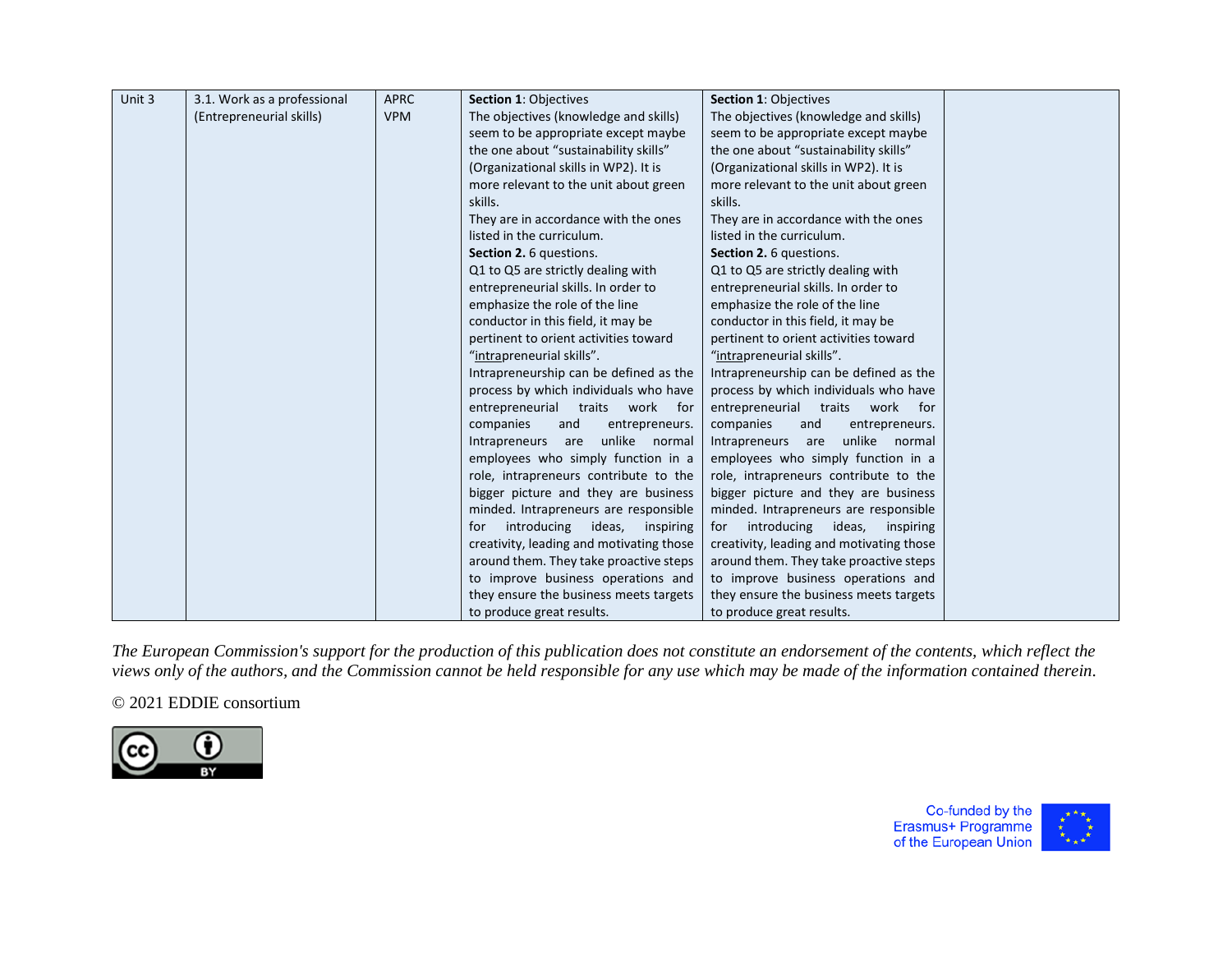| Unit 3 | 3.1. Work as a professional (Entrepreneurial skills) | APRC VPM | **Section 1**: Objectives<br>The objectives (knowledge and skills) seem to be appropriate except maybe the one about "sustainability skills" (Organizational skills in WP2). It is more relevant to the unit about green skills.<br>They are in accordance with the ones listed in the curriculum.<br>**Section 2.** 6 questions.<br>Q1 to Q5 are strictly dealing with entrepreneurial skills. In order to emphasize the role of the line conductor in this field, it may be pertinent to orient activities toward "intrapreneurial skills".<br>Intrapreneurship can be defined as the process by which individuals who have entrepreneurial traits work for companies and entrepreneurs. Intrapreneurs are unlike normal employees who simply function in a role, intrapreneurs contribute to the bigger picture and they are business minded. Intrapreneurs are responsible for introducing ideas, inspiring creativity, leading and motivating those around them. They take proactive steps to improve business operations and they ensure the business meets targets to produce great results. | **Section 1**: Objectives<br>The objectives (knowledge and skills) seem to be appropriate except maybe the one about "sustainability skills" (Organizational skills in WP2). It is more relevant to the unit about green skills.<br>They are in accordance with the ones listed in the curriculum.<br>**Section 2.** 6 questions.<br>Q1 to Q5 are strictly dealing with entrepreneurial skills. In order to emphasize the role of the line conductor in this field, it may be pertinent to orient activities toward "intrapreneurial skills".<br>Intrapreneurship can be defined as the process by which individuals who have entrepreneurial traits work for companies and entrepreneurs. Intrapreneurs are unlike normal employees who simply function in a role, intrapreneurs contribute to the bigger picture and they are business minded. Intrapreneurs are responsible for introducing ideas, inspiring creativity, leading and motivating those around them. They take proactive steps to improve business operations and they ensure the business meets targets to produce great results. | |
|---|---|---|---|---|---|

*The European Commission's support for the production of this publication does not constitute an endorsement of the contents, which reflect the views only of the authors, and the Commission cannot be held responsible for any use which may be made of the information contained therein.*

© 2021 EDDIE consortium

Co-funded by the Erasmus+ Programme of the European Union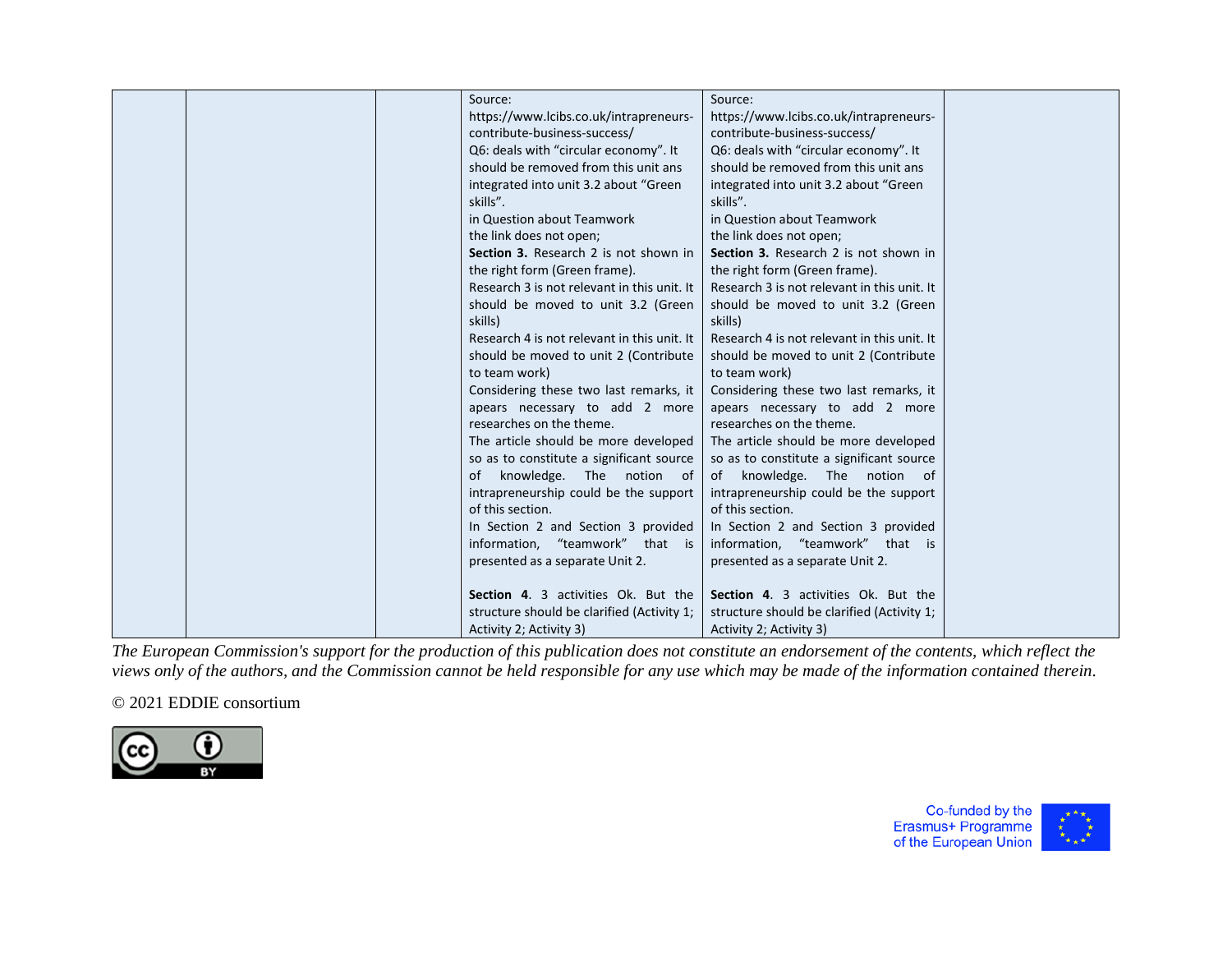| | | | | | |
|---|---|---|---|---|---|
| | | | Source: https://www.lcibs.co.uk/intrapreneurs-contribute-business-success/<br>Q6: deals with “circular economy”. It should be removed from this unit ans integrated into unit 3.2 about “Green skills”.<br>in Question about Teamwork the link does not open;<br>**Section 3.** Research 2 is not shown in the right form (Green frame).<br>Research 3 is not relevant in this unit. It should be moved to unit 3.2 (Green skills)<br>Research 4 is not relevant in this unit. It should be moved to unit 2 (Contribute to team work)<br>Considering these two last remarks, it apears necessary to add 2 more researches on the theme.<br>The article should be more developed so as to constitute a significant source of knowledge. The notion of intrapreneurship could be the support of this section.<br>In Section 2 and Section 3 provided information, “teamwork” that is presented as a separate Unit 2.<br><br>**Section 4**. 3 activities Ok. But the structure should be clarified (Activity 1; Activity 2; Activity 3) | Source: https://www.lcibs.co.uk/intrapreneurs-contribute-business-success/<br>Q6: deals with “circular economy”. It should be removed from this unit ans integrated into unit 3.2 about “Green skills”.<br>in Question about Teamwork the link does not open;<br>**Section 3.** Research 2 is not shown in the right form (Green frame).<br>Research 3 is not relevant in this unit. It should be moved to unit 3.2 (Green skills)<br>Research 4 is not relevant in this unit. It should be moved to unit 2 (Contribute to team work)<br>Considering these two last remarks, it apears necessary to add 2 more researches on the theme.<br>The article should be more developed so as to constitute a significant source of knowledge. The notion of intrapreneurship could be the support of this section.<br>In Section 2 and Section 3 provided information, “teamwork” that is presented as a separate Unit 2.<br><br>**Section 4**. 3 activities Ok. But the structure should be clarified (Activity 1; Activity 2; Activity 3) | |

*The European Commission's support for the production of this publication does not constitute an endorsement of the contents, which reflect the views only of the authors, and the Commission cannot be held responsible for any use which may be made of the information contained therein.*

© 2021 EDDIE consortium

Co-funded by the Erasmus+ Programme of the European Union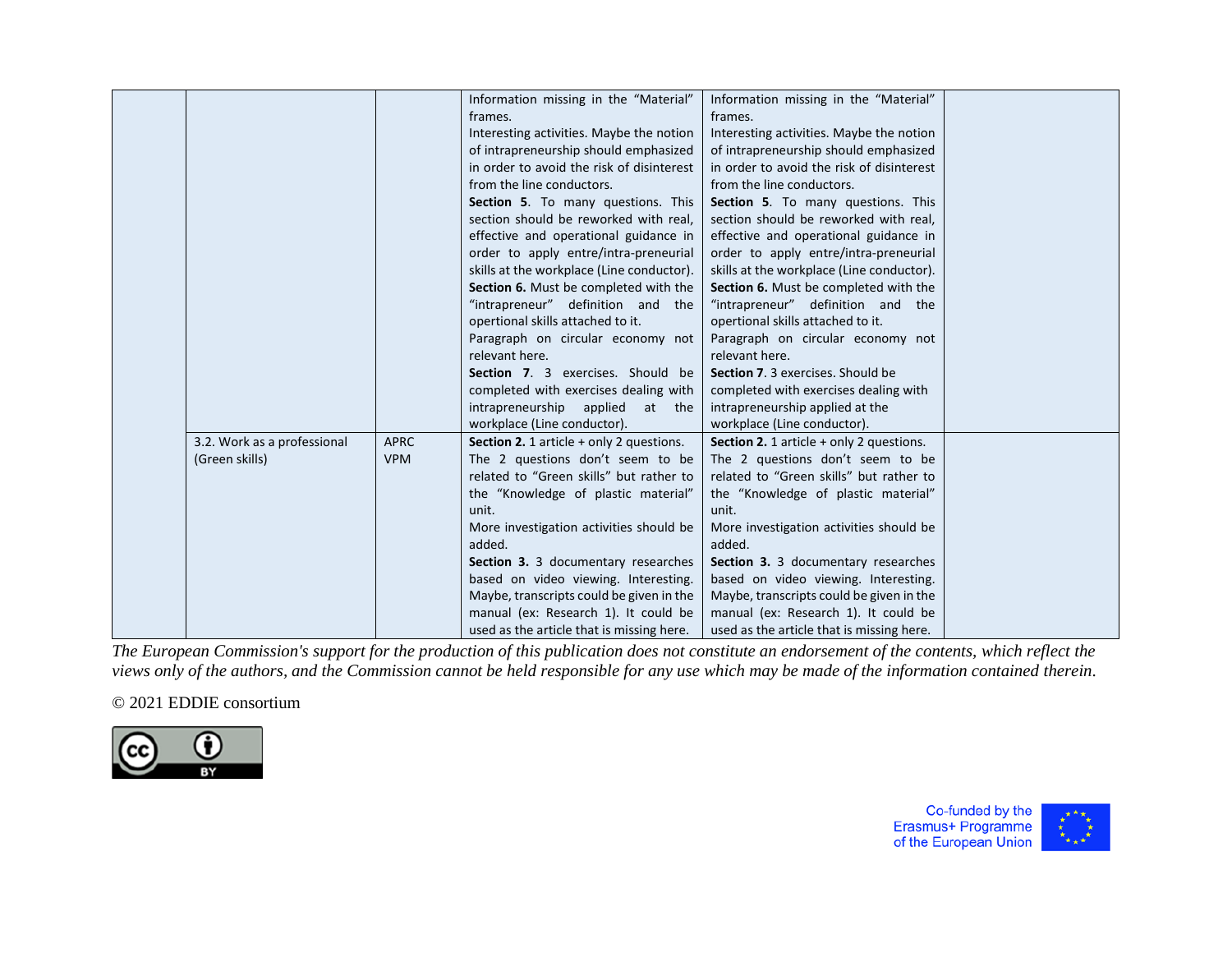| | | | | | |
|---|---|---|---|---|---|
| | | | Information missing in the "Material" frames.<br>Interesting activities. Maybe the notion of intrapreneurship should emphasized in order to avoid the risk of disinterest from the line conductors.<br>**Section 5**. To many questions. This section should be reworked with real, effective and operational guidance in order to apply entre/intra-preneurial skills at the workplace (Line conductor).<br>**Section 6.** Must be completed with the "intrapreneur" definition and the opertional skills attached to it.<br>Paragraph on circular economy not relevant here.<br>**Section 7**. 3 exercises. Should be completed with exercises dealing with intrapreneurship applied at the workplace (Line conductor). | Information missing in the "Material" frames.<br>Interesting activities. Maybe the notion of intrapreneurship should emphasized in order to avoid the risk of disinterest from the line conductors.<br>**Section 5**. To many questions. This section should be reworked with real, effective and operational guidance in order to apply entre/intra-preneurial skills at the workplace (Line conductor).<br>**Section 6.** Must be completed with the "intrapreneur" definition and the opertional skills attached to it.<br>Paragraph on circular economy not relevant here.<br>**Section 7**. 3 exercises. Should be completed with exercises dealing with intrapreneurship applied at the workplace (Line conductor). | |
| | 3.2. Work as a professional (Green skills) | APRC<br>VPM | **Section 2.** 1 article + only 2 questions.<br>The 2 questions don't seem to be related to "Green skills" but rather to the "Knowledge of plastic material" unit.<br>More investigation activities should be added.<br>**Section 3.** 3 documentary researches based on video viewing. Interesting. Maybe, transcripts could be given in the manual (ex: Research 1). It could be used as the article that is missing here. | **Section 2.** 1 article + only 2 questions.<br>The 2 questions don't seem to be related to "Green skills" but rather to the "Knowledge of plastic material" unit.<br>More investigation activities should be added.<br>**Section 3.** 3 documentary researches based on video viewing. Interesting. Maybe, transcripts could be given in the manual (ex: Research 1). It could be used as the article that is missing here. | |

*The European Commission's support for the production of this publication does not constitute an endorsement of the contents, which reflect the views only of the authors, and the Commission cannot be held responsible for any use which may be made of the information contained therein.*

© 2021 EDDIE consortium

Co-funded by the Erasmus+ Programme of the European Union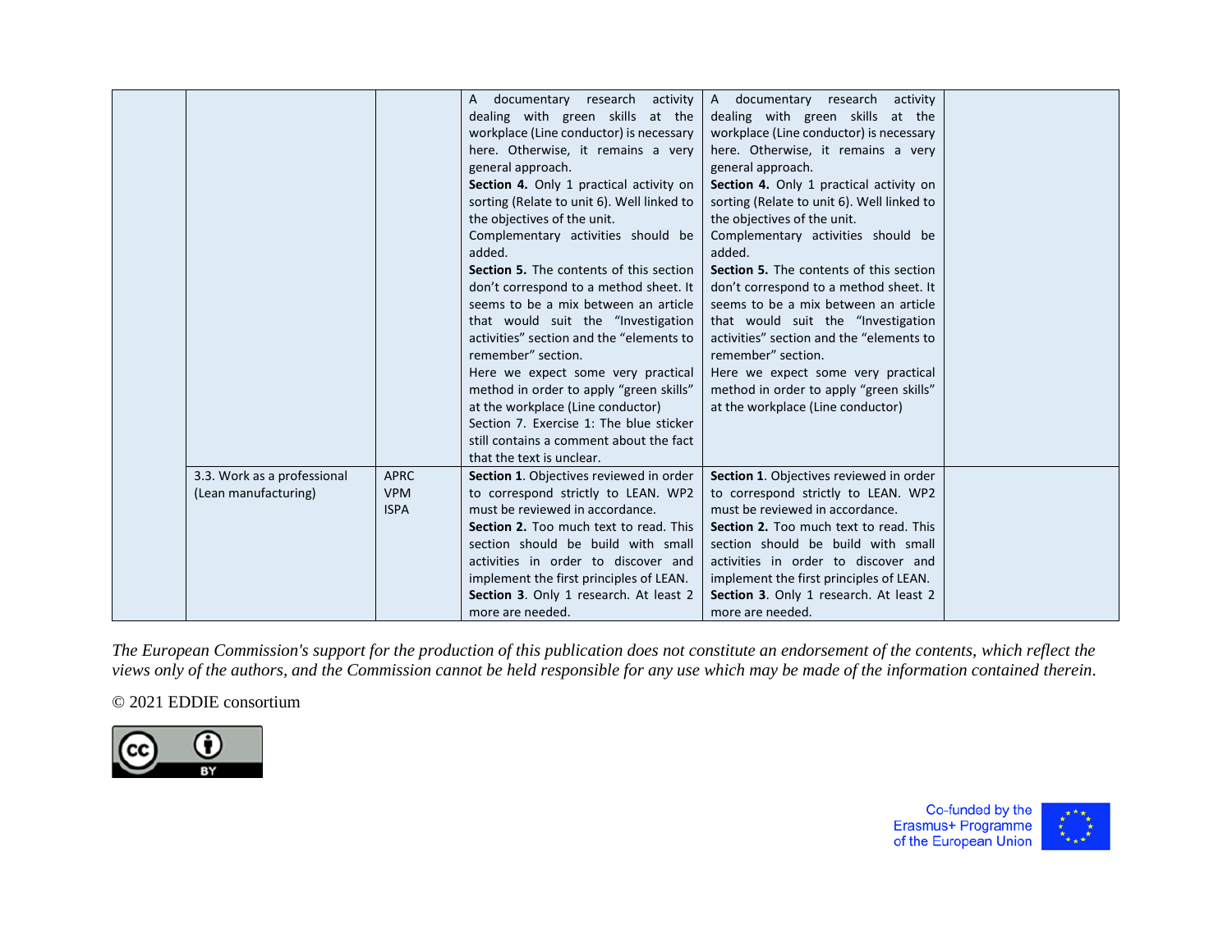| | | | | | |
|---|---|---|---|---|---|
| | | | A documentary research activity dealing with green skills at the workplace (Line conductor) is necessary here. Otherwise, it remains a very general approach.<br>**Section 4.** Only 1 practical activity on sorting (Relate to unit 6). Well linked to the objectives of the unit.<br>Complementary activities should be added.<br>**Section 5.** The contents of this section don't correspond to a method sheet. It seems to be a mix between an article that would suit the "Investigation activities" section and the "elements to remember" section.<br>Here we expect some very practical method in order to apply "green skills" at the workplace (Line conductor)<br>Section 7. Exercise 1: The blue sticker still contains a comment about the fact that the text is unclear. | A documentary research activity dealing with green skills at the workplace (Line conductor) is necessary here. Otherwise, it remains a very general approach.<br>**Section 4.** Only 1 practical activity on sorting (Relate to unit 6). Well linked to the objectives of the unit.<br>Complementary activities should be added.<br>**Section 5.** The contents of this section don't correspond to a method sheet. It seems to be a mix between an article that would suit the "Investigation activities" section and the "elements to remember" section.<br>Here we expect some very practical method in order to apply "green skills" at the workplace (Line conductor) | |
| | 3.3. Work as a professional (Lean manufacturing) | APRC<br>VPM<br>ISPA | **Section 1**. Objectives reviewed in order to correspond strictly to LEAN. WP2 must be reviewed in accordance.<br>**Section 2.** Too much text to read. This section should be build with small activities in order to discover and implement the first principles of LEAN.<br>**Section 3**. Only 1 research. At least 2 more are needed. | **Section 1**. Objectives reviewed in order to correspond strictly to LEAN. WP2 must be reviewed in accordance.<br>**Section 2.** Too much text to read. This section should be build with small activities in order to discover and implement the first principles of LEAN.<br>**Section 3**. Only 1 research. At least 2 more are needed. | |

*The European Commission's support for the production of this publication does not constitute an endorsement of the contents, which reflect the views only of the authors, and the Commission cannot be held responsible for any use which may be made of the information contained therein.*

© 2021 EDDIE consortium

Co-funded by the Erasmus+ Programme of the European Union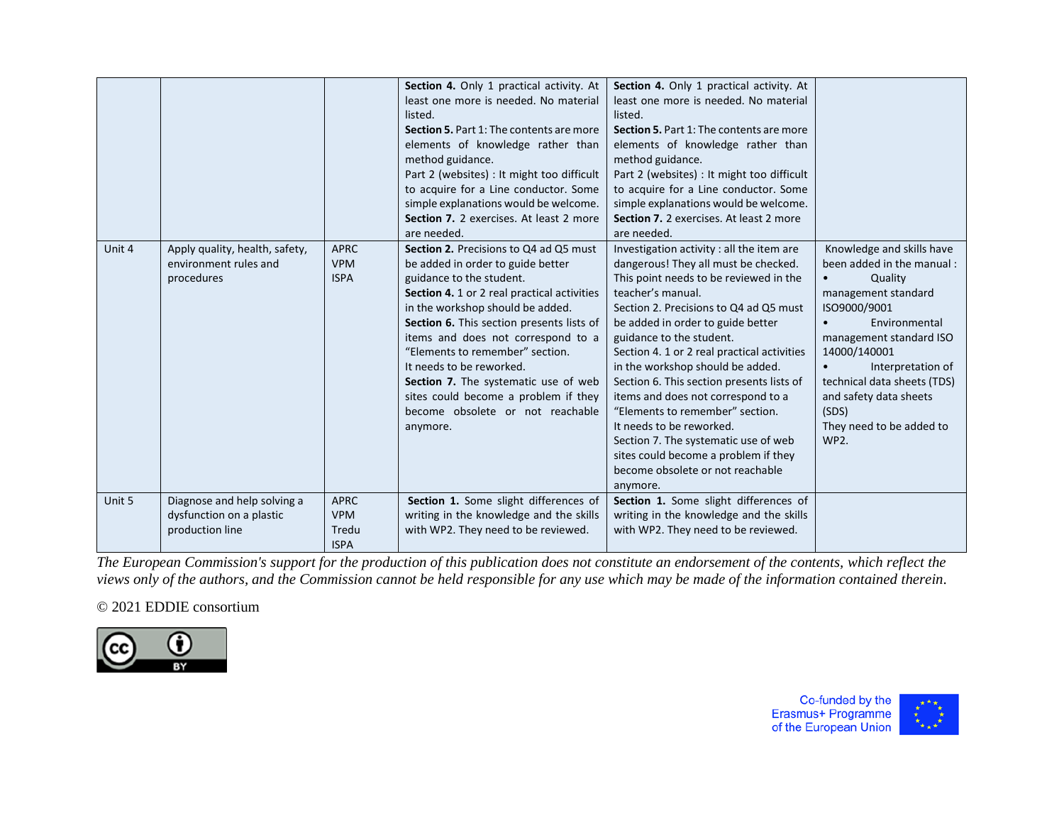| | | | | | |
|---|---|---|---|---|---|
| | | | **Section 4.** Only 1 practical activity. At least one more is needed. No material listed.<br>**Section 5.** Part 1: The contents are more elements of knowledge rather than method guidance.<br>Part 2 (websites) : It might too difficult to acquire for a Line conductor. Some simple explanations would be welcome.<br>**Section 7.** 2 exercises. At least 2 more are needed. | **Section 4.** Only 1 practical activity. At least one more is needed. No material listed.<br>**Section 5.** Part 1: The contents are more elements of knowledge rather than method guidance.<br>Part 2 (websites) : It might too difficult to acquire for a Line conductor. Some simple explanations would be welcome.<br>**Section 7.** 2 exercises. At least 2 more are needed. | |
| Unit 4 | Apply quality, health, safety, environment rules and procedures | APRC<br>VPM<br>ISPA | **Section 2.** Precisions to Q4 ad Q5 must be added in order to guide better guidance to the student.<br>**Section 4.** 1 or 2 real practical activities in the workshop should be added.<br>**Section 6.** This section presents lists of items and does not correspond to a "Elements to remember" section.<br>It needs to be reworked.<br>**Section 7.** The systematic use of web sites could become a problem if they become obsolete or not reachable anymore. | Investigation activity : all the item are dangerous! They all must be checked. This point needs to be reviewed in the teacher's manual.<br>Section 2. Precisions to Q4 ad Q5 must be added in order to guide better guidance to the student.<br>Section 4. 1 or 2 real practical activities in the workshop should be added.<br>Section 6. This section presents lists of items and does not correspond to a "Elements to remember" section.<br>It needs to be reworked.<br>Section 7. The systematic use of web sites could become a problem if they become obsolete or not reachable anymore. | Knowledge and skills have been added in the manual :<br>• Quality management standard ISO9000/9001<br>• Environmental management standard ISO 14000/140001<br>• Interpretation of technical data sheets (TDS) and safety data sheets (SDS)<br>They need to be added to WP2. |
| Unit 5 | Diagnose and help solving a dysfunction on a plastic production line | APRC<br>VPM<br>Tredu<br>ISPA | **Section 1.** Some slight differences of writing in the knowledge and the skills with WP2. They need to be reviewed. | **Section 1.** Some slight differences of writing in the knowledge and the skills with WP2. They need to be reviewed. | |

*The European Commission's support for the production of this publication does not constitute an endorsement of the contents, which reflect the views only of the authors, and the Commission cannot be held responsible for any use which may be made of the information contained therein.*

© 2021 EDDIE consortium

Co-funded by the Erasmus+ Programme of the European Union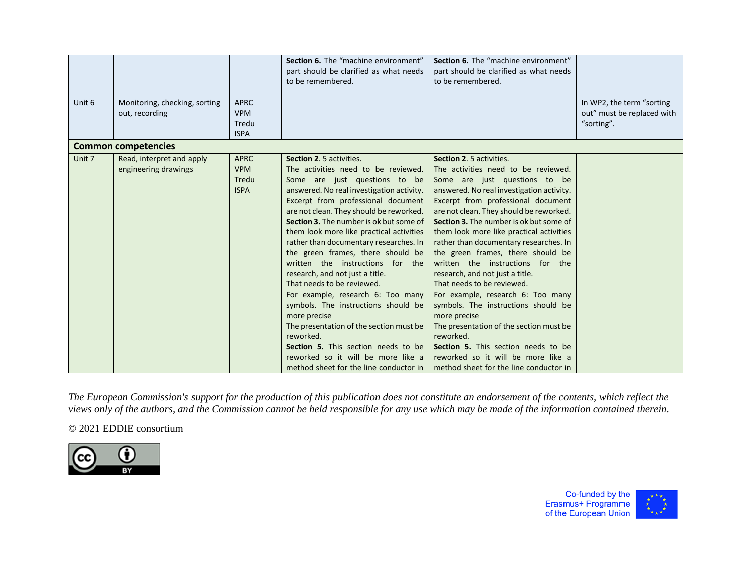|  |  |  | **Section 6.** The "machine environment" part should be clarified as what needs to be remembered. | **Section 6.** The "machine environment" part should be clarified as what needs to be remembered. |  |
|---|---|---|---|---|---|
| Unit 6 | Monitoring, checking, sorting out, recording | APRC<br>VPM<br>Tredu<br>ISPA |  |  | In WP2, the term "sorting out" must be replaced with "sorting". |
| **Common competencies** |  |  |  |  |  |
| Unit 7 | Read, interpret and apply engineering drawings | APRC<br>VPM<br>Tredu<br>ISPA | **Section 2**. 5 activities.<br>The activities need to be reviewed. Some are just questions to be answered. No real investigation activity. Excerpt from professional document are not clean. They should be reworked.<br>**Section 3.** The number is ok but some of them look more like practical activities rather than documentary researches. In the green frames, there should be written the instructions for the research, and not just a title.<br>That needs to be reviewed.<br>For example, research 6: Too many symbols. The instructions should be more precise<br>The presentation of the section must be reworked.<br>**Section 5.** This section needs to be reworked so it will be more like a method sheet for the line conductor in | **Section 2**. 5 activities.<br>The activities need to be reviewed. Some are just questions to be answered. No real investigation activity. Excerpt from professional document are not clean. They should be reworked.<br>**Section 3.** The number is ok but some of them look more like practical activities rather than documentary researches. In the green frames, there should be written the instructions for the research, and not just a title.<br>That needs to be reviewed.<br>For example, research 6: Too many symbols. The instructions should be more precise<br>The presentation of the section must be reworked.<br>**Section 5.** This section needs to be reworked so it will be more like a method sheet for the line conductor in |  |

*The European Commission's support for the production of this publication does not constitute an endorsement of the contents, which reflect the views only of the authors, and the Commission cannot be held responsible for any use which may be made of the information contained therein.*

© 2021 EDDIE consortium

Co-funded by the Erasmus+ Programme of the European Union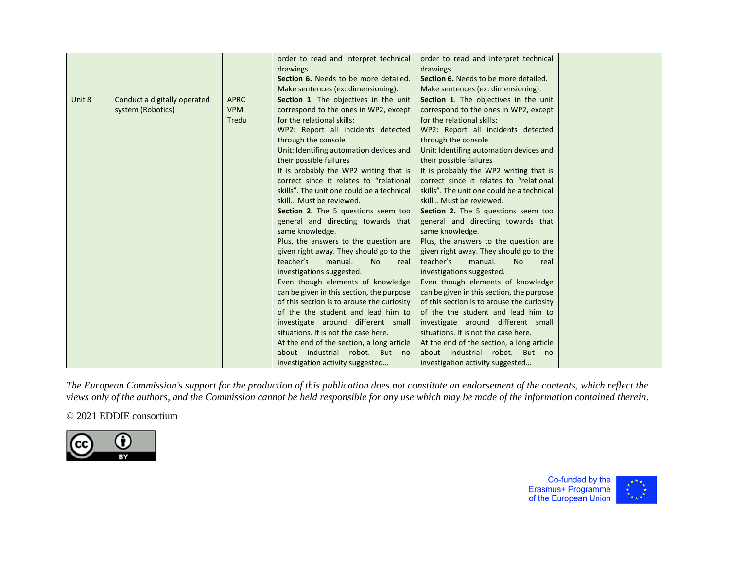| | | | | | |
|---|---|---|---|---|---|
| | | | order to read and interpret technical drawings.<br>**Section 6.** Needs to be more detailed. Make sentences (ex: dimensioning). | order to read and interpret technical drawings.<br>**Section 6.** Needs to be more detailed. Make sentences (ex: dimensioning). | |
| Unit 8 | Conduct a digitally operated system (Robotics) | APRC<br>VPM<br>Tredu | **Section 1**. The objectives in the unit correspond to the ones in WP2, except for the relational skills:<br>WP2: Report all incidents detected through the console<br>Unit: Identifing automation devices and their possible failures<br>It is probably the WP2 writing that is correct since it relates to "relational skills". The unit one could be a technical skill… Must be reviewed.<br>**Section 2.** The 5 questions seem too general and directing towards that same knowledge.<br>Plus, the answers to the question are given right away. They should go to the teacher's manual. No real investigations suggested.<br>Even though elements of knowledge can be given in this section, the purpose of this section is to arouse the curiosity of the the student and lead him to investigate around different small situations. It is not the case here.<br>At the end of the section, a long article about industrial robot. But no investigation activity suggested… | **Section 1**. The objectives in the unit correspond to the ones in WP2, except for the relational skills:<br>WP2: Report all incidents detected through the console<br>Unit: Identifing automation devices and their possible failures<br>It is probably the WP2 writing that is correct since it relates to "relational skills". The unit one could be a technical skill… Must be reviewed.<br>**Section 2.** The 5 questions seem too general and directing towards that same knowledge.<br>Plus, the answers to the question are given right away. They should go to the teacher's manual. No real investigations suggested.<br>Even though elements of knowledge can be given in this section, the purpose of this section is to arouse the curiosity of the the student and lead him to investigate around different small situations. It is not the case here.<br>At the end of the section, a long article about industrial robot. But no investigation activity suggested… | |

*The European Commission's support for the production of this publication does not constitute an endorsement of the contents, which reflect the views only of the authors, and the Commission cannot be held responsible for any use which may be made of the information contained therein.*

© 2021 EDDIE consortium

Co-funded by the Erasmus+ Programme of the European Union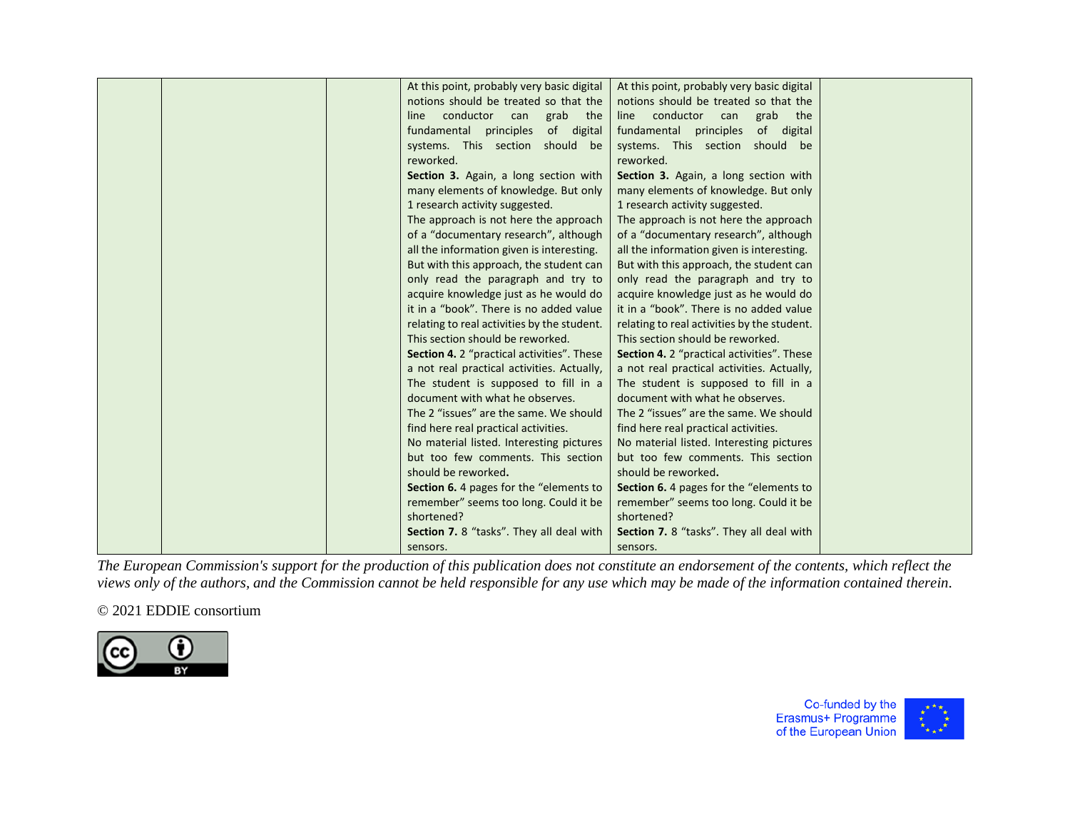|  |  |  | At this point, probably very basic digital notions should be treated so that the line conductor can grab the fundamental principles of digital systems. This section should be reworked.<br>**Section 3.** Again, a long section with many elements of knowledge. But only 1 research activity suggested.<br>The approach is not here the approach of a "documentary research", although all the information given is interesting. But with this approach, the student can only read the paragraph and try to acquire knowledge just as he would do it in a "book". There is no added value relating to real activities by the student. This section should be reworked.<br>**Section 4.** 2 "practical activities". These a not real practical activities. Actually, The student is supposed to fill in a document with what he observes.<br>The 2 "issues" are the same. We should find here real practical activities.<br>No material listed. Interesting pictures but too few comments. This section should be reworked**.**<br>**Section 6.** 4 pages for the "elements to remember" seems too long. Could it be shortened?<br>**Section 7.** 8 "tasks". They all deal with sensors. | At this point, probably very basic digital notions should be treated so that the line conductor can grab the fundamental principles of digital systems. This section should be reworked.<br>**Section 3.** Again, a long section with many elements of knowledge. But only 1 research activity suggested.<br>The approach is not here the approach of a "documentary research", although all the information given is interesting. But with this approach, the student can only read the paragraph and try to acquire knowledge just as he would do it in a "book". There is no added value relating to real activities by the student. This section should be reworked.<br>**Section 4.** 2 "practical activities". These a not real practical activities. Actually, The student is supposed to fill in a document with what he observes.<br>The 2 "issues" are the same. We should find here real practical activities.<br>No material listed. Interesting pictures but too few comments. This section should be reworked**.**<br>**Section 6.** 4 pages for the "elements to remember" seems too long. Could it be shortened?<br>**Section 7.** 8 "tasks". They all deal with sensors. |  |
|---|---|---|---|---|---|

*The European Commission's support for the production of this publication does not constitute an endorsement of the contents, which reflect the views only of the authors, and the Commission cannot be held responsible for any use which may be made of the information contained therein.*

© 2021 EDDIE consortium

Co-funded by the Erasmus+ Programme of the European Union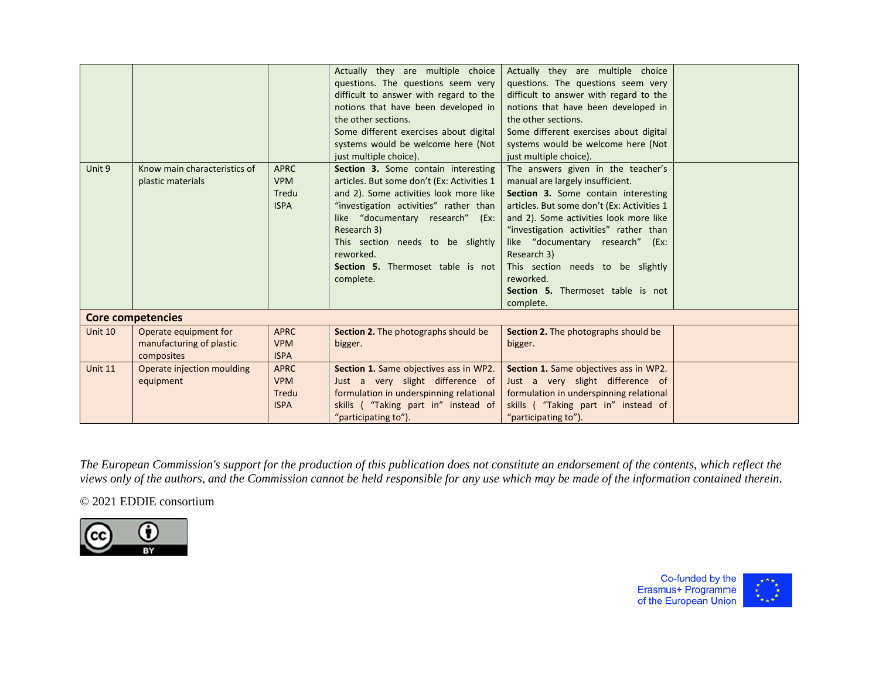|  |  |  |  |  |  |
|---|---|---|---|---|---|
|  |  |  | Actually they are multiple choice questions. The questions seem very difficult to answer with regard to the notions that have been developed in the other sections.<br>Some different exercises about digital systems would be welcome here (Not just multiple choice). | Actually they are multiple choice questions. The questions seem very difficult to answer with regard to the notions that have been developed in the other sections.<br>Some different exercises about digital systems would be welcome here (Not just multiple choice). |  |
| Unit 9 | Know main characteristics of plastic materials | APRC<br>VPM<br>Tredu<br>ISPA | **Section 3.** Some contain interesting articles. But some don't (Ex: Activities 1 and 2). Some activities look more like "investigation activities" rather than like "documentary research" (Ex: Research 3)<br>This section needs to be slightly reworked.<br>**Section 5.** Thermoset table is not complete. | The answers given in the teacher's manual are largely insufficient.<br>**Section 3.** Some contain interesting articles. But some don't (Ex: Activities 1 and 2). Some activities look more like "investigation activities" rather than like "documentary research" (Ex: Research 3)<br>This section needs to be slightly reworked.<br>**Section 5.** Thermoset table is not complete. |  |
| **Core competencies** |  |  |  |  |  |
| Unit 10 | Operate equipment for manufacturing of plastic composites | APRC<br>VPM<br>ISPA | **Section 2.** The photographs should be bigger. | **Section 2.** The photographs should be bigger. |  |
| Unit 11 | Operate injection moulding equipment | APRC<br>VPM<br>Tredu<br>ISPA | **Section 1.** Same objectives ass in WP2. Just a very slight difference of formulation in underspinning relational skills ( "Taking part in" instead of "participating to"). | **Section 1.** Same objectives ass in WP2. Just a very slight difference of formulation in underspinning relational skills ( "Taking part in" instead of "participating to"). |  |

*The European Commission's support for the production of this publication does not constitute an endorsement of the contents, which reflect the views only of the authors, and the Commission cannot be held responsible for any use which may be made of the information contained therein.*

© 2021 EDDIE consortium

Co-funded by the Erasmus+ Programme of the European Union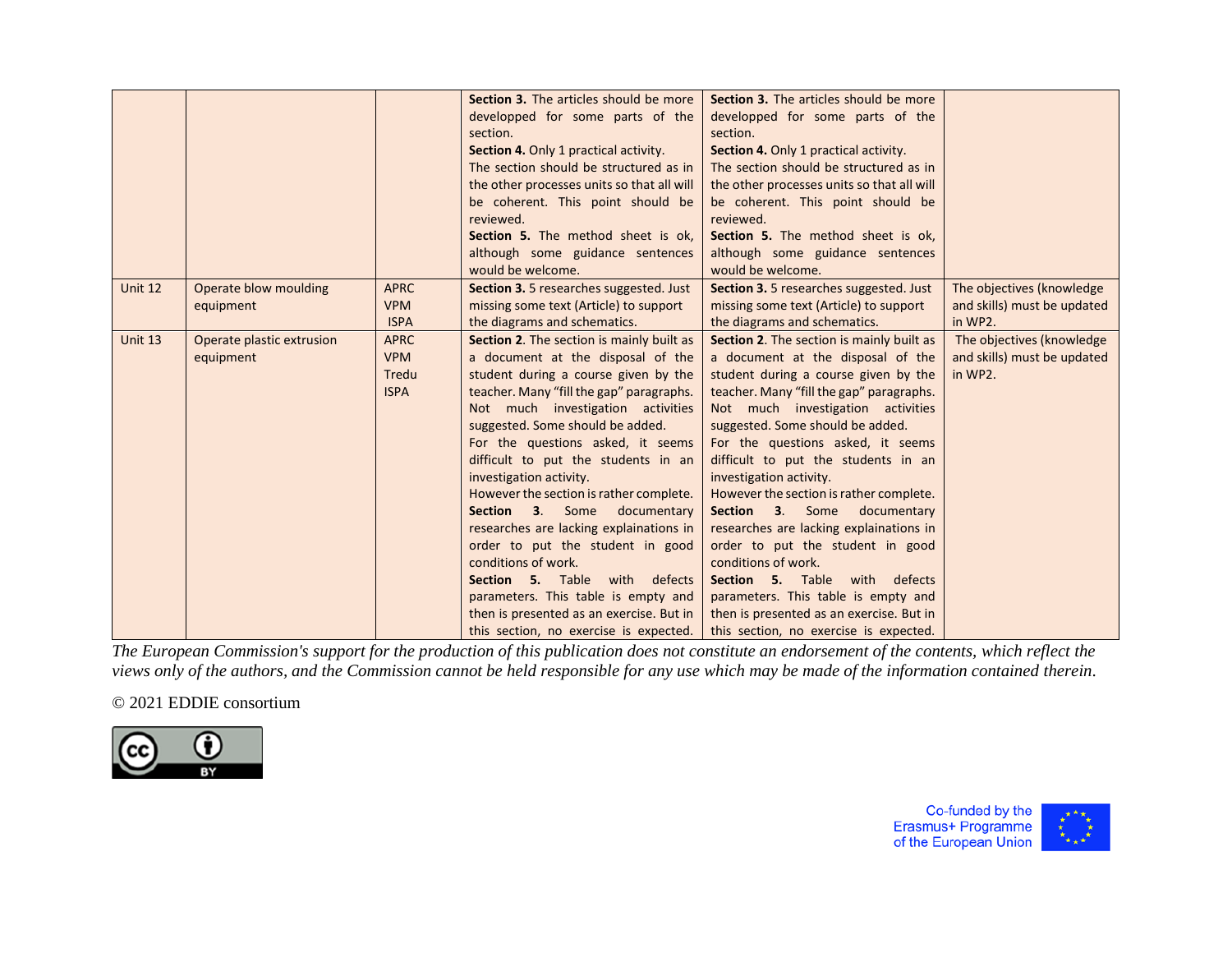| | | | | | |
|---|---|---|---|---|---|
| | | | **Section 3.** The articles should be more developped for some parts of the section.<br>**Section 4.** Only 1 practical activity.<br>The section should be structured as in the other processes units so that all will be coherent. This point should be reviewed.<br>**Section 5.** The method sheet is ok, although some guidance sentences would be welcome. | **Section 3.** The articles should be more developped for some parts of the section.<br>**Section 4.** Only 1 practical activity.<br>The section should be structured as in the other processes units so that all will be coherent. This point should be reviewed.<br>**Section 5.** The method sheet is ok, although some guidance sentences would be welcome. | |
| Unit 12 | Operate blow moulding equipment | APRC<br>VPM<br>ISPA | **Section 3.** 5 researches suggested. Just missing some text (Article) to support the diagrams and schematics. | **Section 3.** 5 researches suggested. Just missing some text (Article) to support the diagrams and schematics. | The objectives (knowledge and skills) must be updated in WP2. |
| Unit 13 | Operate plastic extrusion equipment | APRC<br>VPM<br>Tredu<br>ISPA | **Section 2**. The section is mainly built as a document at the disposal of the student during a course given by the teacher. Many "fill the gap" paragraphs. Not much investigation activities suggested. Some should be added.<br>For the questions asked, it seems difficult to put the students in an investigation activity.<br>However the section is rather complete.<br>**Section 3**. Some documentary researches are lacking explainations in order to put the student in good conditions of work.<br>**Section 5.** Table with defects parameters. This table is empty and then is presented as an exercise. But in this section, no exercise is expected. | **Section 2**. The section is mainly built as a document at the disposal of the student during a course given by the teacher. Many "fill the gap" paragraphs. Not much investigation activities suggested. Some should be added.<br>For the questions asked, it seems difficult to put the students in an investigation activity.<br>However the section is rather complete.<br>**Section 3**. Some documentary researches are lacking explainations in order to put the student in good conditions of work.<br>**Section 5.** Table with defects parameters. This table is empty and then is presented as an exercise. But in this section, no exercise is expected. | The objectives (knowledge and skills) must be updated in WP2. |

*The European Commission's support for the production of this publication does not constitute an endorsement of the contents, which reflect the views only of the authors, and the Commission cannot be held responsible for any use which may be made of the information contained therein.*

© 2021 EDDIE consortium

Co-funded by the Erasmus+ Programme of the European Union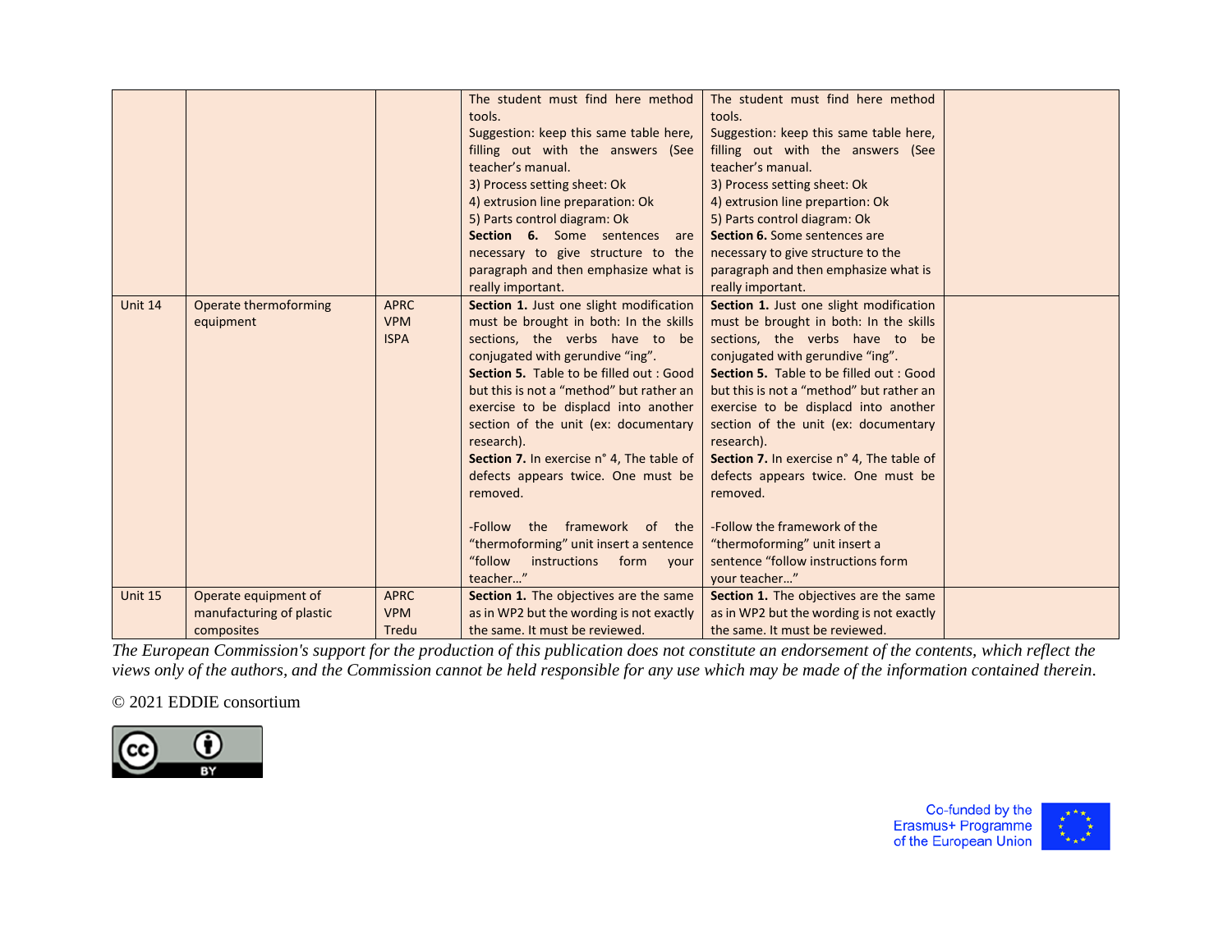| | | | | | |
|---|---|---|---|---|---|
| | | | The student must find here method tools.<br>Suggestion: keep this same table here, filling out with the answers (See teacher's manual.<br>3) Process setting sheet: Ok<br>4) extrusion line preparation: Ok<br>5) Parts control diagram: Ok<br>**Section 6.** Some sentences are necessary to give structure to the paragraph and then emphasize what is really important. | The student must find here method tools.<br>Suggestion: keep this same table here, filling out with the answers (See teacher's manual.<br>3) Process setting sheet: Ok<br>4) extrusion line prepartion: Ok<br>5) Parts control diagram: Ok<br>**Section 6.** Some sentences are necessary to give structure to the paragraph and then emphasize what is really important. | |
| Unit 14 | Operate thermoforming equipment | APRC<br>VPM<br>ISPA | **Section 1.** Just one slight modification must be brought in both: In the skills sections, the verbs have to be conjugated with gerundive "ing".<br>**Section 5.** Table to be filled out : Good but this is not a "method" but rather an exercise to be displacd into another section of the unit (ex: documentary research).<br>**Section 7.** In exercise n° 4, The table of defects appears twice. One must be removed.<br><br>-Follow the framework of the "thermoforming" unit insert a sentence "follow instructions form your teacher…" | **Section 1.** Just one slight modification must be brought in both: In the skills sections, the verbs have to be conjugated with gerundive "ing".<br>**Section 5.** Table to be filled out : Good but this is not a "method" but rather an exercise to be displacd into another section of the unit (ex: documentary research).<br>**Section 7.** In exercise n° 4, The table of defects appears twice. One must be removed.<br><br>-Follow the framework of the "thermoforming" unit insert a sentence "follow instructions form your teacher…" | |
| Unit 15 | Operate equipment of manufacturing of plastic composites | APRC<br>VPM<br>Tredu | **Section 1.** The objectives are the same as in WP2 but the wording is not exactly the same. It must be reviewed. | **Section 1.** The objectives are the same as in WP2 but the wording is not exactly the same. It must be reviewed. | |

*The European Commission's support for the production of this publication does not constitute an endorsement of the contents, which reflect the views only of the authors, and the Commission cannot be held responsible for any use which may be made of the information contained therein.*

© 2021 EDDIE consortium

Co-funded by the Erasmus+ Programme of the European Union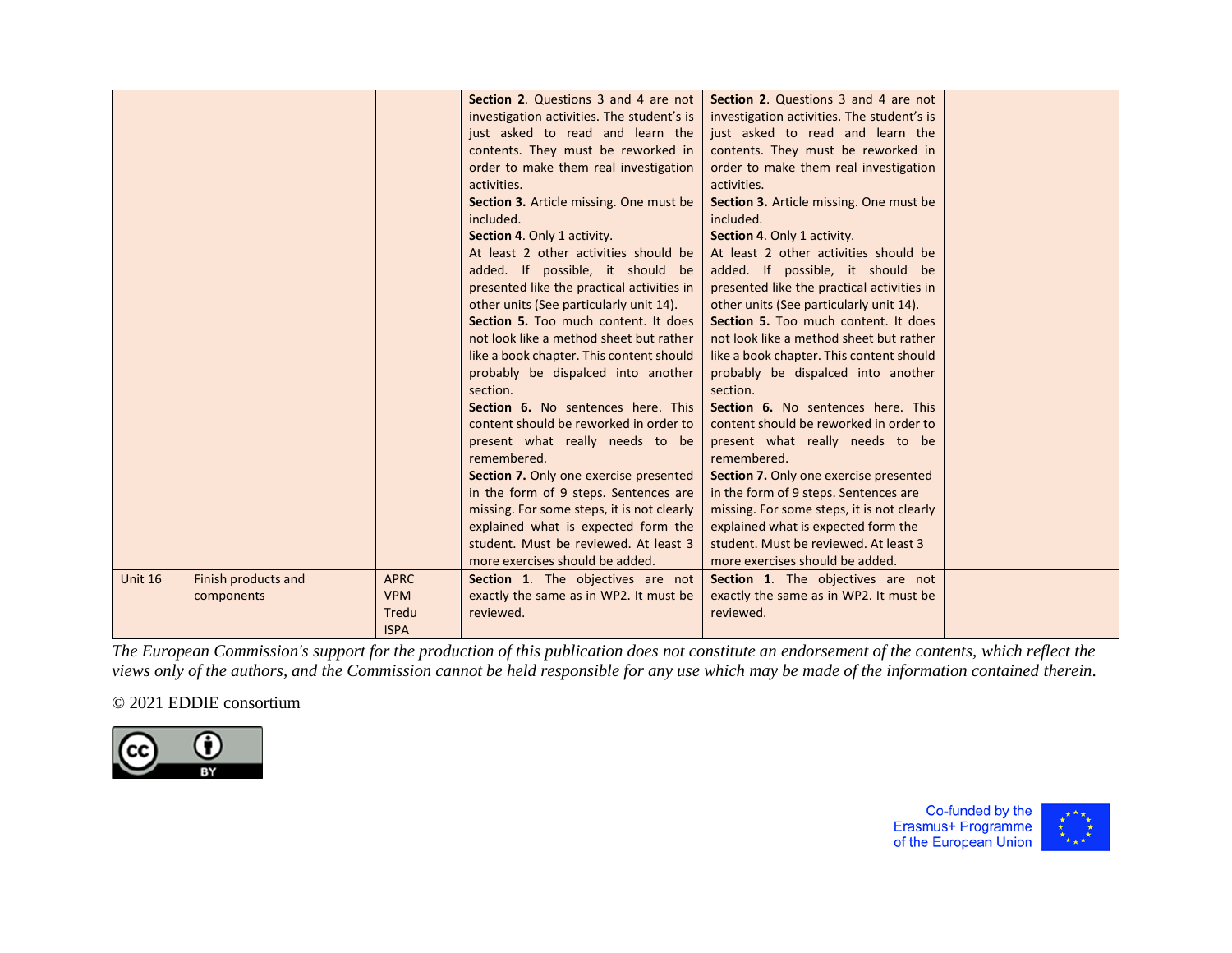| | | | | | |
|---|---|---|---|---|---|
| | | | **Section 2**. Questions 3 and 4 are not investigation activities. The student's is just asked to read and learn the contents. They must be reworked in order to make them real investigation activities.<br>**Section 3.** Article missing. One must be included.<br>**Section 4**. Only 1 activity.<br>At least 2 other activities should be added. If possible, it should be presented like the practical activities in other units (See particularly unit 14).<br>**Section 5.** Too much content. It does not look like a method sheet but rather like a book chapter. This content should probably be dispalced into another section.<br>**Section 6.** No sentences here. This content should be reworked in order to present what really needs to be remembered.<br>**Section 7.** Only one exercise presented in the form of 9 steps. Sentences are missing. For some steps, it is not clearly explained what is expected form the student. Must be reviewed. At least 3 more exercises should be added. | **Section 2**. Questions 3 and 4 are not investigation activities. The student's is just asked to read and learn the contents. They must be reworked in order to make them real investigation activities.<br>**Section 3.** Article missing. One must be included.<br>**Section 4**. Only 1 activity.<br>At least 2 other activities should be added. If possible, it should be presented like the practical activities in other units (See particularly unit 14).<br>**Section 5.** Too much content. It does not look like a method sheet but rather like a book chapter. This content should probably be dispalced into another section.<br>**Section 6.** No sentences here. This content should be reworked in order to present what really needs to be remembered.<br>**Section 7.** Only one exercise presented in the form of 9 steps. Sentences are missing. For some steps, it is not clearly explained what is expected form the student. Must be reviewed. At least 3 more exercises should be added. | |
| Unit 16 | Finish products and components | APRC<br>VPM<br>Tredu<br>ISPA | **Section 1**. The objectives are not exactly the same as in WP2. It must be reviewed. | **Section 1**. The objectives are not exactly the same as in WP2. It must be reviewed. | |

*The European Commission's support for the production of this publication does not constitute an endorsement of the contents, which reflect the views only of the authors, and the Commission cannot be held responsible for any use which may be made of the information contained therein.*

© 2021 EDDIE consortium

Co-funded by the Erasmus+ Programme of the European Union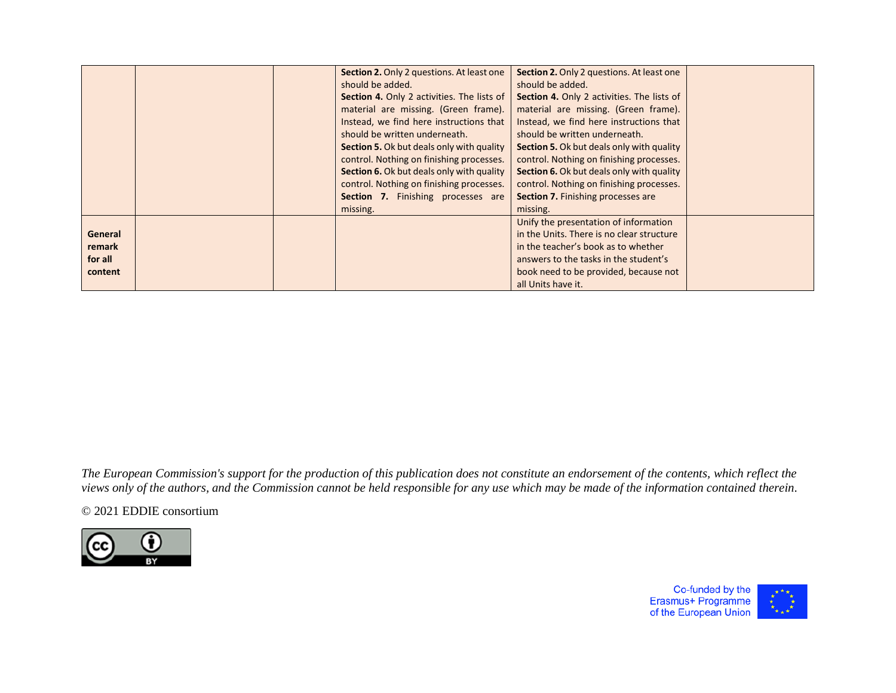| | | | | | |
|---|---|---|---|---|---|
| | | | **Section 2.** Only 2 questions. At least one should be added.<br>**Section 4.** Only 2 activities. The lists of material are missing. (Green frame). Instead, we find here instructions that should be written underneath.<br>**Section 5.** Ok but deals only with quality control. Nothing on finishing processes.<br>**Section 6.** Ok but deals only with quality control. Nothing on finishing processes.<br>**Section 7.** Finishing processes are missing. | **Section 2.** Only 2 questions. At least one should be added.<br>**Section 4.** Only 2 activities. The lists of material are missing. (Green frame). Instead, we find here instructions that should be written underneath.<br>**Section 5.** Ok but deals only with quality control. Nothing on finishing processes.<br>**Section 6.** Ok but deals only with quality control. Nothing on finishing processes.<br>**Section 7.** Finishing processes are missing. | |
| **General remark for all content** | | | | Unify the presentation of information in the Units. There is no clear structure in the teacher's book as to whether answers to the tasks in the student's book need to be provided, because not all Units have it. | |

*The European Commission's support for the production of this publication does not constitute an endorsement of the contents, which reflect the views only of the authors, and the Commission cannot be held responsible for any use which may be made of the information contained therein.*

© 2021 EDDIE consortium

Co-funded by the Erasmus+ Programme of the European Union